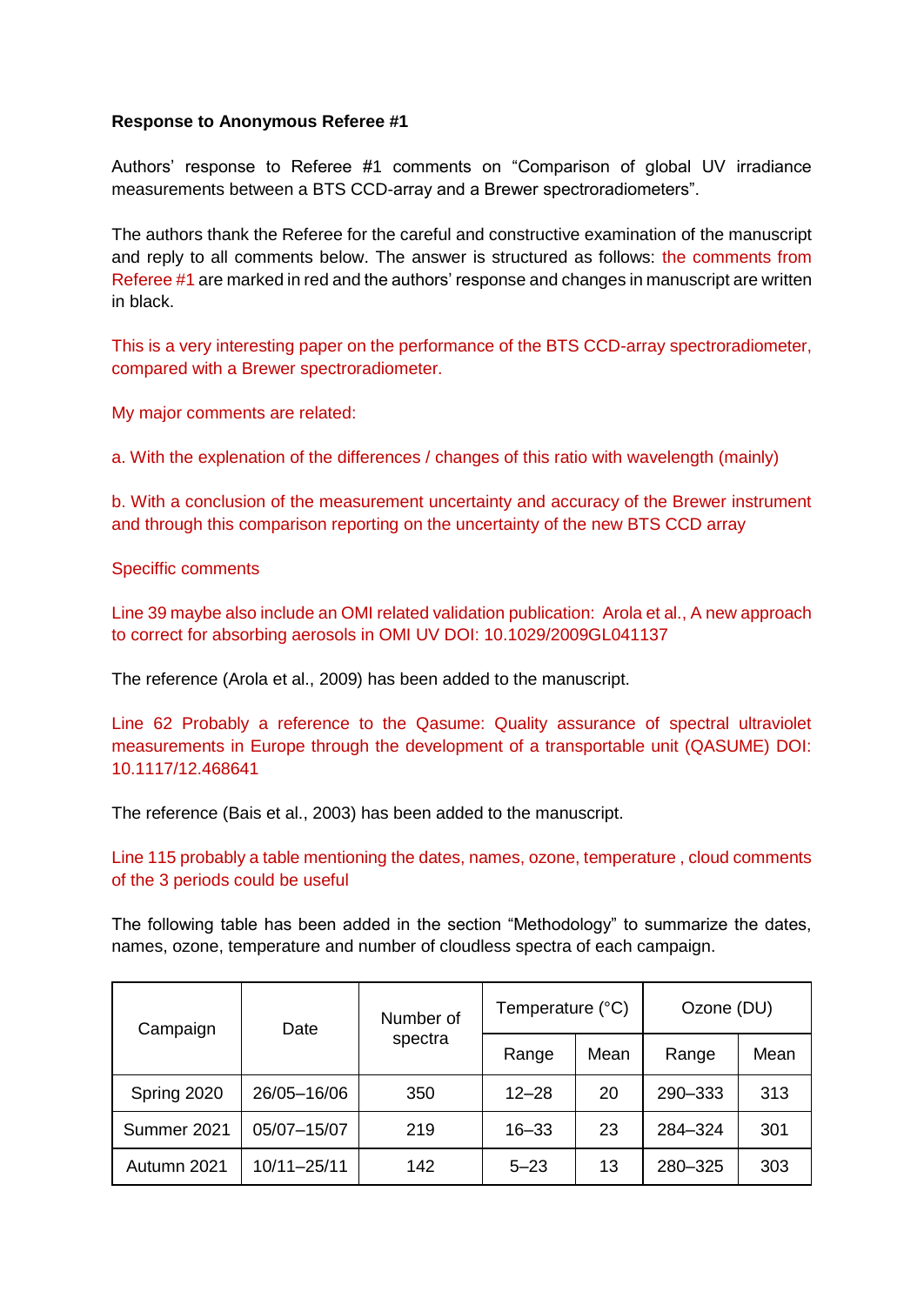**Response to Anonymous Referee #1**

Authors' response to Referee #1 comments on "Comparison of global UV irradiance measurements between a BTS CCD-array and a Brewer spectroradiometers".

The authors thank the Referee for the careful and constructive examination of the manuscript and reply to all comments below. The answer is structured as follows: the comments from Referee #1 are marked in red and the authors' response and changes in manuscript are written in black.

This is a very interesting paper on the performance of the BTS CCD-array spectroradiometer, compared with a Brewer spectroradiometer.

My major comments are related:

a. With the explanation of the differences / changes of this ratio with wavelength (mainly)

b. With a conclusion of the measurement uncertainty and accuracy of the Brewer instrument and through this comparison reporting on the uncertainty of the new BTS CCD array

Speciffic comments

Line 39 maybe also include an OMI related validation publication: Arola et al., A new approach to correct for absorbing aerosols in OMI UV DOI: 10.1029/2009GL041137

The reference (Arola et al., 2009) has been added to the manuscript.

Line 62 Probably a reference to the Qasume: Quality assurance of spectral ultraviolet measurements in Europe through the development of a transportable unit (QASUME) DOI: 10.1117/12.468641

The reference (Bais et al., 2003) has been added to the manuscript.

Line 115 probably a table mentioning the dates, names, ozone, temperature , cloud comments of the 3 periods could be useful

The following table has been added in the section "Methodology" to summarize the dates, names, ozone, temperature and number of cloudless spectra of each campaign.

| Campaign | Date | Number of spectra | Temperature (°C) | | Ozone (DU) | |
|---|---|---|---|---|---|---|
| | | | Range | Mean | Range | Mean |
| Spring 2020 | 26/05–16/06 | 350 | 12–28 | 20 | 290–333 | 313 |
| Summer 2021 | 05/07–15/07 | 219 | 16–33 | 23 | 284–324 | 301 |
| Autumn 2021 | 10/11–25/11 | 142 | 5–23 | 13 | 280–325 | 303 |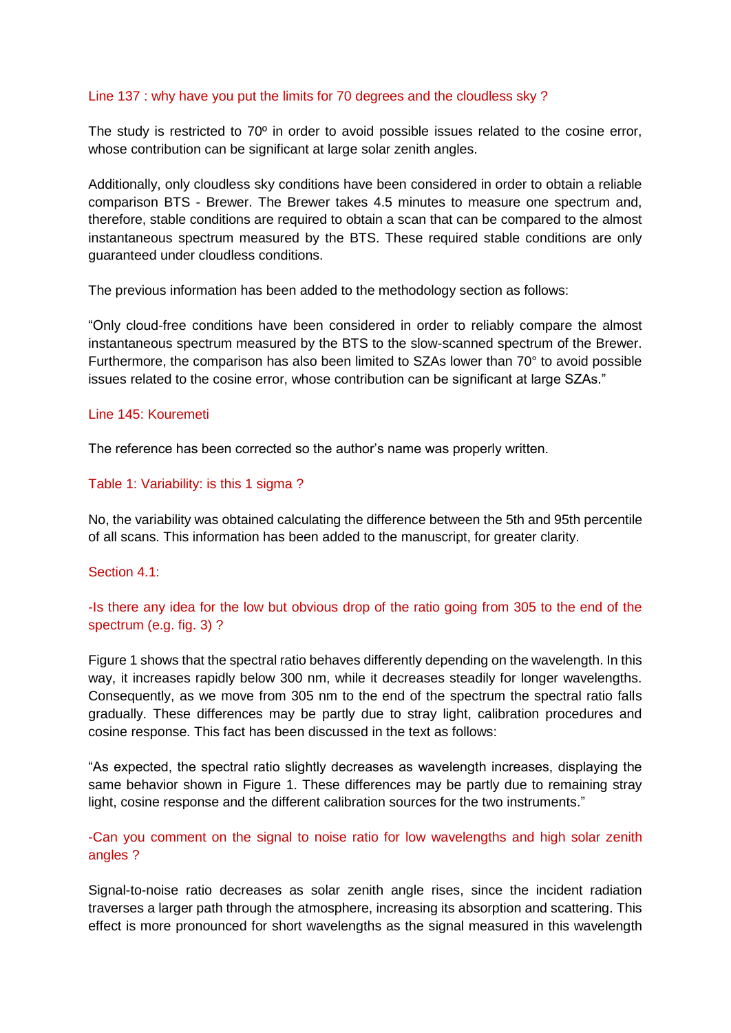Line 137 : why have you put the limits for 70 degrees and the cloudless sky ?

The study is restricted to 70º in order to avoid possible issues related to the cosine error, whose contribution can be significant at large solar zenith angles.

Additionally, only cloudless sky conditions have been considered in order to obtain a reliable comparison BTS - Brewer. The Brewer takes 4.5 minutes to measure one spectrum and, therefore, stable conditions are required to obtain a scan that can be compared to the almost instantaneous spectrum measured by the BTS. These required stable conditions are only guaranteed under cloudless conditions.

The previous information has been added to the methodology section as follows:

"Only cloud-free conditions have been considered in order to reliably compare the almost instantaneous spectrum measured by the BTS to the slow-scanned spectrum of the Brewer. Furthermore, the comparison has also been limited to SZAs lower than 70° to avoid possible issues related to the cosine error, whose contribution can be significant at large SZAs."

Line 145: Kouremeti

The reference has been corrected so the author's name was properly written.

Table 1: Variability: is this 1 sigma ?

No, the variability was obtained calculating the difference between the 5th and 95th percentile of all scans. This information has been added to the manuscript, for greater clarity.

Section 4.1:

-Is there any idea for the low but obvious drop of the ratio going from 305 to the end of the spectrum (e.g. fig. 3) ?

Figure 1 shows that the spectral ratio behaves differently depending on the wavelength. In this way, it increases rapidly below 300 nm, while it decreases steadily for longer wavelengths. Consequently, as we move from 305 nm to the end of the spectrum the spectral ratio falls gradually. These differences may be partly due to stray light, calibration procedures and cosine response. This fact has been discussed in the text as follows:

"As expected, the spectral ratio slightly decreases as wavelength increases, displaying the same behavior shown in Figure 1. These differences may be partly due to remaining stray light, cosine response and the different calibration sources for the two instruments."

-Can you comment on the signal to noise ratio for low wavelengths and high solar zenith angles ?

Signal-to-noise ratio decreases as solar zenith angle rises, since the incident radiation traverses a larger path through the atmosphere, increasing its absorption and scattering. This effect is more pronounced for short wavelengths as the signal measured in this wavelength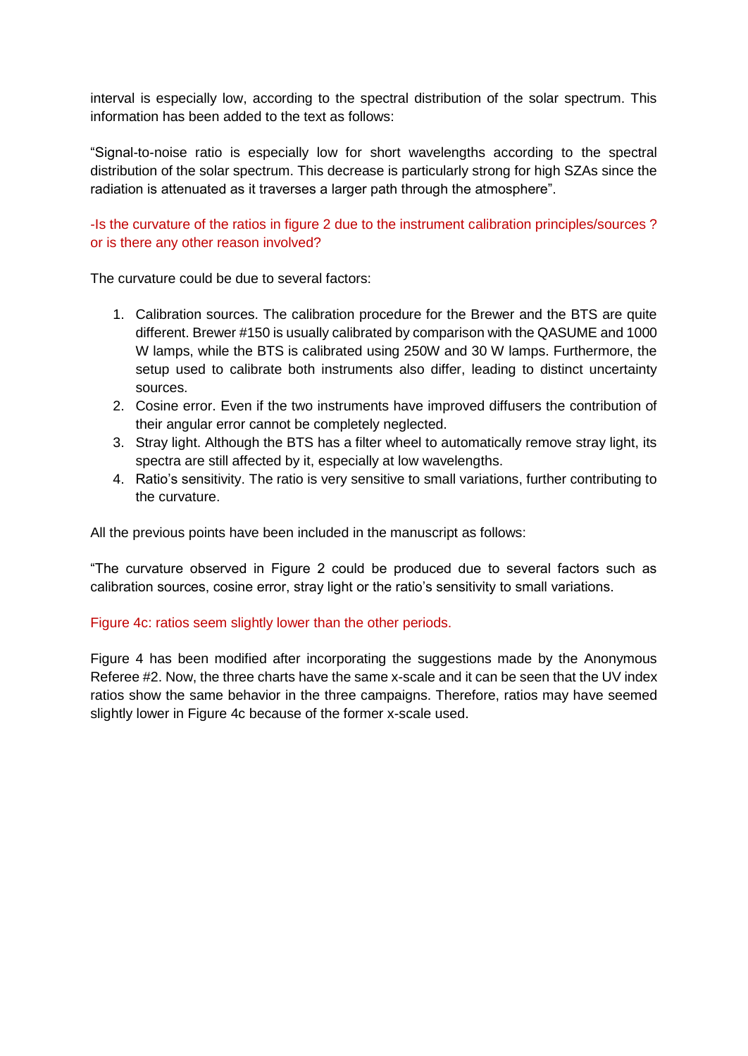interval is especially low, according to the spectral distribution of the solar spectrum. This information has been added to the text as follows:

"Signal-to-noise ratio is especially low for short wavelengths according to the spectral distribution of the solar spectrum. This decrease is particularly strong for high SZAs since the radiation is attenuated as it traverses a larger path through the atmosphere".

-Is the curvature of the ratios in figure 2 due to the instrument calibration principles/sources ? or is there any other reason involved?

The curvature could be due to several factors:

1. Calibration sources. The calibration procedure for the Brewer and the BTS are quite different. Brewer #150 is usually calibrated by comparison with the QASUME and 1000 W lamps, while the BTS is calibrated using 250W and 30 W lamps. Furthermore, the setup used to calibrate both instruments also differ, leading to distinct uncertainty sources.
2. Cosine error. Even if the two instruments have improved diffusers the contribution of their angular error cannot be completely neglected.
3. Stray light. Although the BTS has a filter wheel to automatically remove stray light, its spectra are still affected by it, especially at low wavelengths.
4. Ratio's sensitivity. The ratio is very sensitive to small variations, further contributing to the curvature.

All the previous points have been included in the manuscript as follows:

"The curvature observed in Figure 2 could be produced due to several factors such as calibration sources, cosine error, stray light or the ratio's sensitivity to small variations.

Figure 4c: ratios seem slightly lower than the other periods.

Figure 4 has been modified after incorporating the suggestions made by the Anonymous Referee #2. Now, the three charts have the same x-scale and it can be seen that the UV index ratios show the same behavior in the three campaigns. Therefore, ratios may have seemed slightly lower in Figure 4c because of the former x-scale used.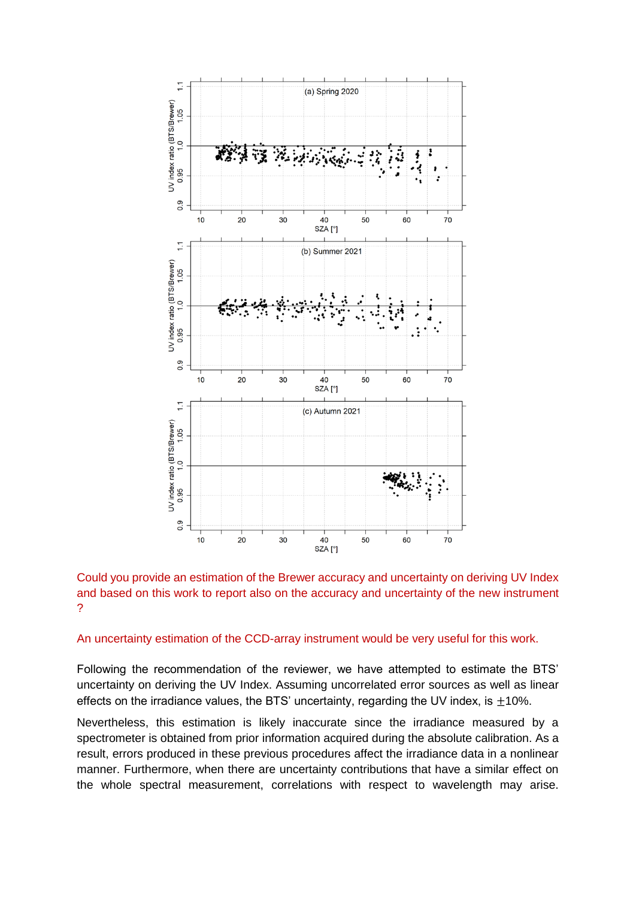Could you provide an estimation of the Brewer accuracy and uncertainty on deriving UV Index and based on this work to report also on the accuracy and uncertainty of the new instrument ?

An uncertainty estimation of the CCD-array instrument would be very useful for this work.

Following the recommendation of the reviewer, we have attempted to estimate the BTS' uncertainty on deriving the UV Index. Assuming uncorrelated error sources as well as linear effects on the irradiance values, the BTS' uncertainty, regarding the UV index, is $\pm$10%.

Nevertheless, this estimation is likely inaccurate since the irradiance measured by a spectrometer is obtained from prior information acquired during the absolute calibration. As a result, errors produced in these previous procedures affect the irradiance data in a nonlinear manner. Furthermore, when there are uncertainty contributions that have a similar effect on the whole spectral measurement, correlations with respect to wavelength may arise.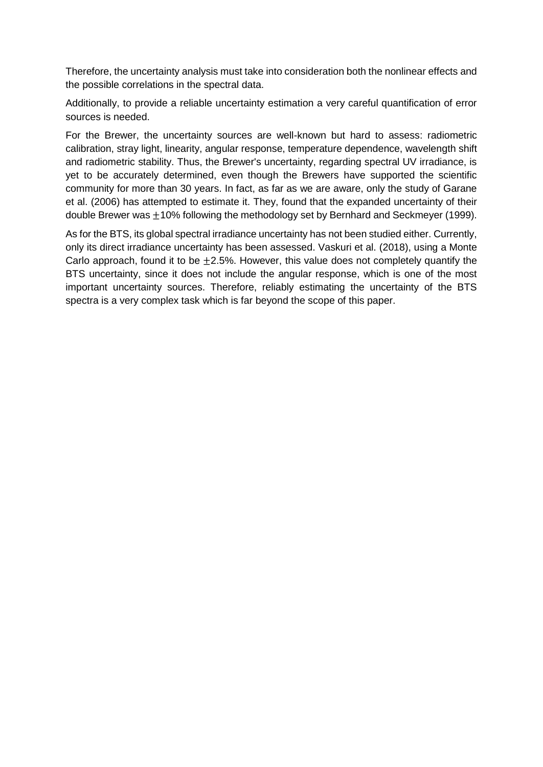Therefore, the uncertainty analysis must take into consideration both the nonlinear effects and the possible correlations in the spectral data.

Additionally, to provide a reliable uncertainty estimation a very careful quantification of error sources is needed.

For the Brewer, the uncertainty sources are well-known but hard to assess: radiometric calibration, stray light, linearity, angular response, temperature dependence, wavelength shift and radiometric stability. Thus, the Brewer's uncertainty, regarding spectral UV irradiance, is yet to be accurately determined, even though the Brewers have supported the scientific community for more than 30 years. In fact, as far as we are aware, only the study of Garane et al. (2006) has attempted to estimate it. They, found that the expanded uncertainty of their double Brewer was $\pm$10% following the methodology set by Bernhard and Seckmeyer (1999).

As for the BTS, its global spectral irradiance uncertainty has not been studied either. Currently, only its direct irradiance uncertainty has been assessed. Vaskuri et al. (2018), using a Monte Carlo approach, found it to be $\pm$2.5%. However, this value does not completely quantify the BTS uncertainty, since it does not include the angular response, which is one of the most important uncertainty sources. Therefore, reliably estimating the uncertainty of the BTS spectra is a very complex task which is far beyond the scope of this paper.